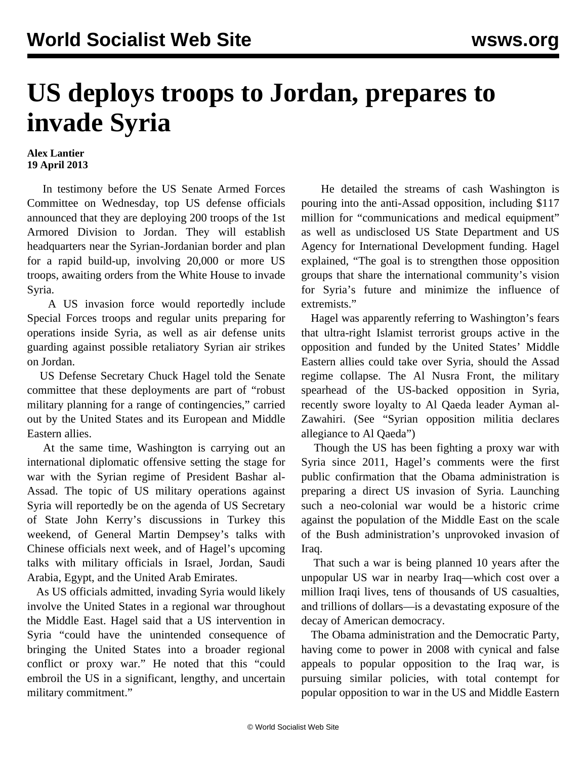# US deploys troops to Jordan, prepares to invade Syria

**Alex Lantier**
**19 April 2013**

In testimony before the US Senate Armed Forces Committee on Wednesday, top US defense officials announced that they are deploying 200 troops of the 1st Armored Division to Jordan. They will establish headquarters near the Syrian-Jordanian border and plan for a rapid build-up, involving 20,000 or more US troops, awaiting orders from the White House to invade Syria.

A US invasion force would reportedly include Special Forces troops and regular units preparing for operations inside Syria, as well as air defense units guarding against possible retaliatory Syrian air strikes on Jordan.

US Defense Secretary Chuck Hagel told the Senate committee that these deployments are part of "robust military planning for a range of contingencies," carried out by the United States and its European and Middle Eastern allies.

At the same time, Washington is carrying out an international diplomatic offensive setting the stage for war with the Syrian regime of President Bashar al-Assad. The topic of US military operations against Syria will reportedly be on the agenda of US Secretary of State John Kerry's discussions in Turkey this weekend, of General Martin Dempsey's talks with Chinese officials next week, and of Hagel's upcoming talks with military officials in Israel, Jordan, Saudi Arabia, Egypt, and the United Arab Emirates.

As US officials admitted, invading Syria would likely involve the United States in a regional war throughout the Middle East. Hagel said that a US intervention in Syria "could have the unintended consequence of bringing the United States into a broader regional conflict or proxy war." He noted that this "could embroil the US in a significant, lengthy, and uncertain military commitment."

He detailed the streams of cash Washington is pouring into the anti-Assad opposition, including $117 million for "communications and medical equipment" as well as undisclosed US State Department and US Agency for International Development funding. Hagel explained, "The goal is to strengthen those opposition groups that share the international community's vision for Syria's future and minimize the influence of extremists."

Hagel was apparently referring to Washington's fears that ultra-right Islamist terrorist groups active in the opposition and funded by the United States' Middle Eastern allies could take over Syria, should the Assad regime collapse. The Al Nusra Front, the military spearhead of the US-backed opposition in Syria, recently swore loyalty to Al Qaeda leader Ayman al-Zawahiri. (See "Syrian opposition militia declares allegiance to Al Qaeda")

Though the US has been fighting a proxy war with Syria since 2011, Hagel's comments were the first public confirmation that the Obama administration is preparing a direct US invasion of Syria. Launching such a neo-colonial war would be a historic crime against the population of the Middle East on the scale of the Bush administration's unprovoked invasion of Iraq.

That such a war is being planned 10 years after the unpopular US war in nearby Iraq—which cost over a million Iraqi lives, tens of thousands of US casualties, and trillions of dollars—is a devastating exposure of the decay of American democracy.

The Obama administration and the Democratic Party, having come to power in 2008 with cynical and false appeals to popular opposition to the Iraq war, is pursuing similar policies, with total contempt for popular opposition to war in the US and Middle Eastern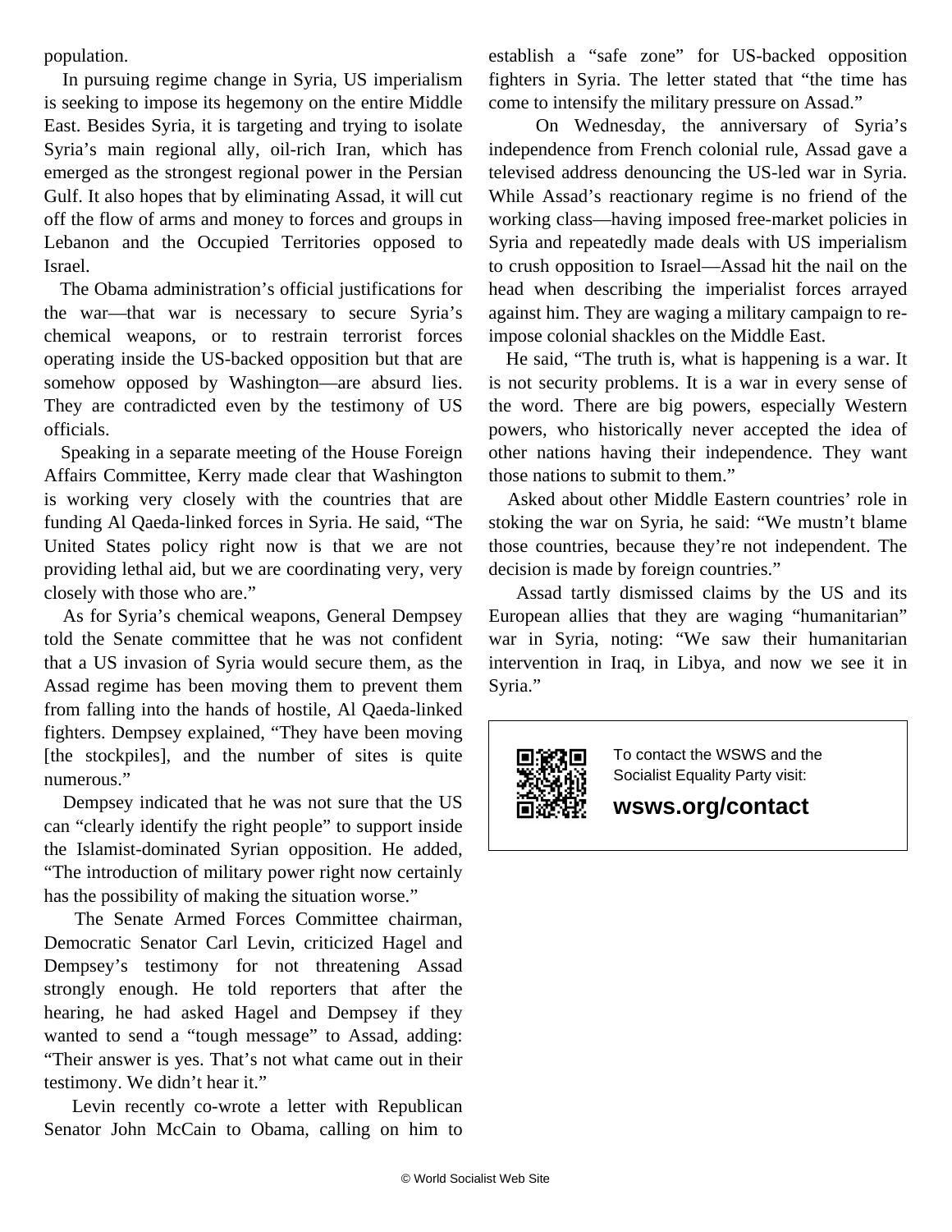population.

In pursuing regime change in Syria, US imperialism is seeking to impose its hegemony on the entire Middle East. Besides Syria, it is targeting and trying to isolate Syria's main regional ally, oil-rich Iran, which has emerged as the strongest regional power in the Persian Gulf. It also hopes that by eliminating Assad, it will cut off the flow of arms and money to forces and groups in Lebanon and the Occupied Territories opposed to Israel.

The Obama administration's official justifications for the war—that war is necessary to secure Syria's chemical weapons, or to restrain terrorist forces operating inside the US-backed opposition but that are somehow opposed by Washington—are absurd lies. They are contradicted even by the testimony of US officials.

Speaking in a separate meeting of the House Foreign Affairs Committee, Kerry made clear that Washington is working very closely with the countries that are funding Al Qaeda-linked forces in Syria. He said, "The United States policy right now is that we are not providing lethal aid, but we are coordinating very, very closely with those who are."

As for Syria's chemical weapons, General Dempsey told the Senate committee that he was not confident that a US invasion of Syria would secure them, as the Assad regime has been moving them to prevent them from falling into the hands of hostile, Al Qaeda-linked fighters. Dempsey explained, "They have been moving [the stockpiles], and the number of sites is quite numerous."

Dempsey indicated that he was not sure that the US can "clearly identify the right people" to support inside the Islamist-dominated Syrian opposition. He added, "The introduction of military power right now certainly has the possibility of making the situation worse."

The Senate Armed Forces Committee chairman, Democratic Senator Carl Levin, criticized Hagel and Dempsey's testimony for not threatening Assad strongly enough. He told reporters that after the hearing, he had asked Hagel and Dempsey if they wanted to send a "tough message" to Assad, adding: "Their answer is yes. That's not what came out in their testimony. We didn't hear it."

Levin recently co-wrote a letter with Republican Senator John McCain to Obama, calling on him to establish a "safe zone" for US-backed opposition fighters in Syria. The letter stated that "the time has come to intensify the military pressure on Assad."

On Wednesday, the anniversary of Syria's independence from French colonial rule, Assad gave a televised address denouncing the US-led war in Syria. While Assad's reactionary regime is no friend of the working class—having imposed free-market policies in Syria and repeatedly made deals with US imperialism to crush opposition to Israel—Assad hit the nail on the head when describing the imperialist forces arrayed against him. They are waging a military campaign to re-impose colonial shackles on the Middle East.

He said, "The truth is, what is happening is a war. It is not security problems. It is a war in every sense of the word. There are big powers, especially Western powers, who historically never accepted the idea of other nations having their independence. They want those nations to submit to them."

Asked about other Middle Eastern countries' role in stoking the war on Syria, he said: "We mustn't blame those countries, because they're not independent. The decision is made by foreign countries."

Assad tartly dismissed claims by the US and its European allies that they are waging "humanitarian" war in Syria, noting: "We saw their humanitarian intervention in Iraq, in Libya, and now we see it in Syria."

To contact the WSWS and the Socialist Equality Party visit:

**wsws.org/contact**